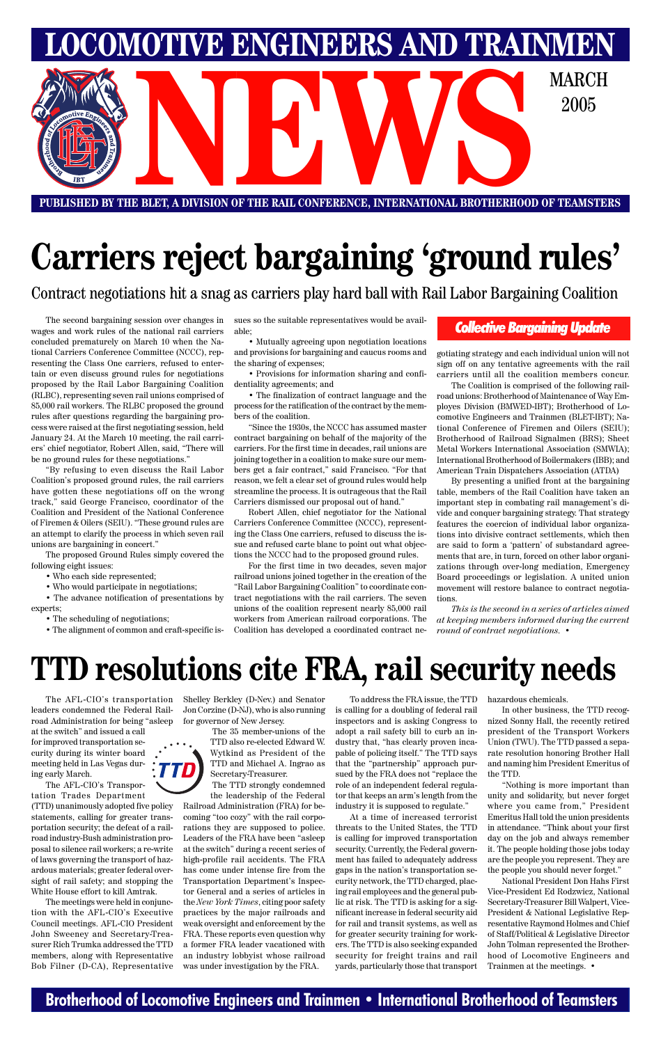# LOCOMOTIVE ENGINEERS AND TRAINMEN NEWS

MARCH 2005

**PUBLISHED BY THE BLET, A DIVISION OF THE RAIL CONFERENCE, INTERNATIONAL BROTHERHOOD OF TEAMSTERS**

# Carriers reject bargaining 'ground rules'

## Contract negotiations hit a snag as carriers play hard ball with Rail Labor Bargaining Coalition

***Collective Bargaining Update***

The second bargaining session over changes in wages and work rules of the national rail carriers concluded prematurely on March 10 when the National Carriers Conference Committee (NCCC), representing the Class One carriers, refused to entertain or even discuss ground rules for negotiations proposed by the Rail Labor Bargaining Coalition (RLBC), representing seven rail unions comprised of 85,000 rail workers. The RLBC proposed the ground rules after questions regarding the bargaining process were raised at the first negotiating session, held January 24. At the March 10 meeting, the rail carriers' chief negotiator, Robert Allen, said, "There will be no ground rules for these negotiations."

"By refusing to even discuss the Rail Labor Coalition's proposed ground rules, the rail carriers have gotten these negotiations off on the wrong track," said George Francisco, coordinator of the Coalition and President of the National Conference of Firemen & Oilers (SEIU). "These ground rules are an attempt to clarify the process in which seven rail unions are bargaining in concert."

The proposed Ground Rules simply covered the following eight issues:

- Who each side represented;
- Who would participate in negotiations;
- The advance notification of presentations by experts;
- The scheduling of negotiations;
- The alignment of common and craft-specific issues so the suitable representatives would be available;
- Mutually agreeing upon negotiation locations and provisions for bargaining and caucus rooms and the sharing of expenses;
- Provisions for information sharing and confidentiality agreements; and
- The finalization of contract language and the process for the ratification of the contract by the members of the coalition.

"Since the 1930s, the NCCC has assumed master contract bargaining on behalf of the majority of the carriers. For the first time in decades, rail unions are joining together in a coalition to make sure our members get a fair contract," said Francisco. "For that reason, we felt a clear set of ground rules would help streamline the process. It is outrageous that the Rail Carriers dismissed our proposal out of hand."

Robert Allen, chief negotiator for the National Carriers Conference Committee (NCCC), representing the Class One carriers, refused to discuss the issue and refused carte blanc to point out what objections the NCCC had to the proposed ground rules.

For the first time in two decades, seven major railroad unions joined together in the creation of the "Rail Labor Bargaining Coalition" to coordinate contract negotiations with the rail carriers. The seven unions of the coalition represent nearly 85,000 rail workers from American railroad corporations. The Coalition has developed a coordinated contract negotiating strategy and each individual union will not sign off on any tentative agreements with the rail carriers until all the coalition members concur.

The Coalition is comprised of the following railroad unions: Brotherhood of Maintenance of Way Employes Division (BMWED-IBT); Brotherhood of Locomotive Engineers and Trainmen (BLET-IBT); National Conference of Firemen and Oilers (SEIU); Brotherhood of Railroad Signalmen (BRS); Sheet Metal Workers International Association (SMWIA); International Brotherhood of Boilermakers (IBB); and American Train Dispatchers Association (ATDA)

By presenting a unified front at the bargaining table, members of the Rail Coalition have taken an important step in combating rail management's divide and conquer bargaining strategy. That strategy features the coercion of individual labor organizations into divisive contract settlements, which then are said to form a 'pattern' of substandard agreements that are, in turn, forced on other labor organizations through over-long mediation, Emergency Board proceedings or legislation. A united union movement will restore balance to contract negotiations.

*This is the second in a series of articles aimed at keeping members informed during the current round of contract negotiations.* •

# TTD resolutions cite FRA, rail security needs

The AFL-CIO's transportation leaders condemned the Federal Railroad Administration for being "asleep at the switch" and issued a call for improved transportation security during its winter board meeting held in Las Vegas during early March.

The AFL-CIO's Transportation Trades Department (TTD) unanimously adopted five policy statements, calling for greater transportation security; the defeat of a railroad industry-Bush administration proposal to silence rail workers; a re-write of laws governing the transport of hazardous materials; greater federal oversight of rail safety; and stopping the White House effort to kill Amtrak.

The meetings were held in conjunction with the AFL-CIO's Executive Council meetings. AFL-CIO President John Sweeney and Secretary-Treasurer Rich Trumka addressed the TTD members, along with Representative Bob Filner (D-CA), Representative Shelley Berkley (D-Nev.) and Senator Jon Corzine (D-NJ), who is also running for governor of New Jersey.

The 35 member-unions of the TTD also re-elected Edward W. Wytkind as President of the TTD and Michael A. Ingrao as Secretary-Treasurer.

The TTD strongly condemned the leadership of the Federal Railroad Administration (FRA) for becoming "too cozy" with the rail corporations they are supposed to police. Leaders of the FRA have been "asleep at the switch" during a recent series of high-profile rail accidents. The FRA has come under intense fire from the Transportation Department's Inspector General and a series of articles in the *New York Times*, citing poor safety practices by the major railroads and weak oversight and enforcement by the FRA. These reports even question why a former FRA leader vacationed with an industry lobbyist whose railroad was under investigation by the FRA.

To address the FRA issue, the TTD is calling for a doubling of federal rail inspectors and is asking Congress to adopt a rail safety bill to curb an industry that, "has clearly proven incapable of policing itself." The TTD says that the "partnership" approach pursued by the FRA does not "replace the role of an independent federal regulator that keeps an arm's length from the industry it is supposed to regulate."

At a time of increased terrorist threats to the United States, the TTD is calling for improved transportation security. Currently, the Federal government has failed to adequately address gaps in the nation's transportation security network, the TTD charged, placing rail employees and the general public at risk. The TTD is asking for a significant increase in federal security aid for rail and transit systems, as well as for greater security training for workers. The TTD is also seeking expanded security for freight trains and rail yards, particularly those that transport hazardous chemicals.

In other business, the TTD recognized Sonny Hall, the recently retired president of the Transport Workers Union (TWU). The TTD passed a separate resolution honoring Brother Hall and naming him President Emeritus of the TTD.

"Nothing is more important than unity and solidarity, but never forget where you came from," President Emeritus Hall told the union presidents in attendance. "Think about your first day on the job and always remember it. The people holding those jobs today are the people you represent. They are the people you should never forget."

National President Don Hahs First Vice-President Ed Rodzwicz, National Secretary-Treasurer Bill Walpert, Vice-President & National Legislative Representative Raymond Holmes and Chief of Staff/Political & Legislative Director John Tolman represented the Brotherhood of Locomotive Engineers and Trainmen at the meetings. •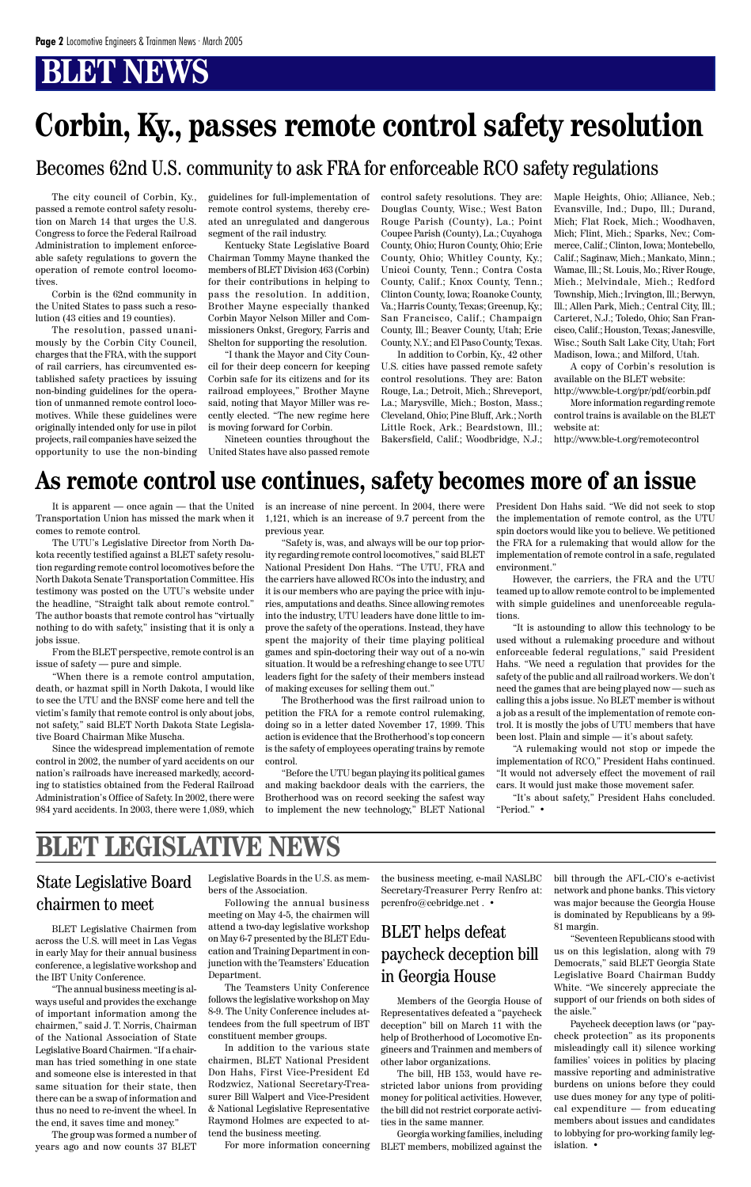# BLET NEWS

# Corbin, Ky., passes remote control safety resolution

## Becomes 62nd U.S. community to ask FRA for enforceable RCO safety regulations

The city council of Corbin, Ky., passed a remote control safety resolution on March 14 that urges the U.S. Congress to force the Federal Railroad Administration to implement enforceable safety regulations to govern the operation of remote control locomotives.

Corbin is the 62nd community in the United States to pass such a resolution (43 cities and 19 counties).

The resolution, passed unanimously by the Corbin City Council, charges that the FRA, with the support of rail carriers, has circumvented established safety practices by issuing non-binding guidelines for the operation of unmanned remote control locomotives. While these guidelines were originally intended only for use in pilot projects, rail companies have seized the opportunity to use the non-binding guidelines for full-implementation of remote control systems, thereby created an unregulated and dangerous segment of the rail industry.

Kentucky State Legislative Board Chairman Tommy Mayne thanked the members of BLET Division 463 (Corbin) for their contributions in helping to pass the resolution. In addition, Brother Mayne especially thanked Corbin Mayor Nelson Miller and Commissioners Onkst, Gregory, Farris and Shelton for supporting the resolution.

"I thank the Mayor and City Council for their deep concern for keeping Corbin safe for its citizens and for its railroad employees," Brother Mayne said, noting that Mayor Miller was recently elected. "The new regime here is moving forward for Corbin.

Nineteen counties throughout the United States have also passed remote control safety resolutions. They are: Douglas County, Wisc.; West Baton Rouge Parish (County), La.; Point Coupee Parish (County), La.; Cuyahoga County, Ohio; Huron County, Ohio; Erie County, Ohio; Whitley County, Ky.; Unicoi County, Tenn.; Contra Costa County, Calif.; Knox County, Tenn.; Clinton County, Iowa; Roanoke County, Va.; Harris County, Texas; Greenup, Ky.; San Francisco, Calif.; Champaign County, Ill.; Beaver County, Utah; Erie County, N.Y.; and El Paso County, Texas.

In addition to Corbin, Ky., 42 other U.S. cities have passed remote safety control resolutions. They are: Baton Rouge, La.; Detroit, Mich.; Shreveport, La.; Marysville, Mich.; Boston, Mass.; Cleveland, Ohio; Pine Bluff, Ark.; North Little Rock, Ark.; Beardstown, Ill.; Bakersfield, Calif.; Woodbridge, N.J.; Maple Heights, Ohio; Alliance, Neb.; Evansville, Ind.; Dupo, Ill.; Durand, Mich; Flat Rock, Mich.; Woodhaven, Mich; Flint, Mich.; Sparks, Nev.; Commerce, Calif.; Clinton, Iowa; Montebello, Calif.; Saginaw, Mich.; Mankato, Minn.; Wamac, Ill.; St. Louis, Mo.; River Rouge, Mich.; Melvindale, Mich.; Redford Township, Mich.; Irvington, Ill.; Berwyn, Ill.; Allen Park, Mich.; Central City, Ill.; Carteret, N.J.; Toledo, Ohio; San Francisco, Calif.; Houston, Texas; Janesville, Wisc.; South Salt Lake City, Utah; Fort Madison, Iowa.; and Milford, Utah.

A copy of Corbin's resolution is available on the BLET website:
http://www.ble-t.org/pr/pdf/corbin.pdf

More information regarding remote control trains is available on the BLET website at:
http://www.ble-t.org/remotecontrol

# As remote control use continues, safety becomes more of an issue

It is apparent — once again — that the United Transportation Union has missed the mark when it comes to remote control.

The UTU's Legislative Director from North Dakota recently testified against a BLET safety resolution regarding remote control locomotives before the North Dakota Senate Transportation Committee. His testimony was posted on the UTU's website under the headline, "Straight talk about remote control." The author boasts that remote control has "virtually nothing to do with safety," insisting that it is only a jobs issue.

From the BLET perspective, remote control is an issue of safety — pure and simple.

"When there is a remote control amputation, death, or hazmat spill in North Dakota, I would like to see the UTU and the BNSF come here and tell the victim's family that remote control is only about jobs, not safety," said BLET North Dakota State Legislative Board Chairman Mike Muscha.

Since the widespread implementation of remote control in 2002, the number of yard accidents on our nation's railroads has increased markedly, according to statistics obtained from the Federal Railroad Administration's Office of Safety. In 2002, there were 984 yard accidents. In 2003, there were 1,089, which is an increase of nine percent. In 2004, there were 1,121, which is an increase of 9.7 percent from the previous year.

"Safety is, was, and always will be our top priority regarding remote control locomotives," said BLET National President Don Hahs. "The UTU, FRA and the carriers have allowed RCOs into the industry, and it is our members who are paying the price with injuries, amputations and deaths. Since allowing remotes into the industry, UTU leaders have done little to improve the safety of the operations. Instead, they have spent the majority of their time playing political games and spin-doctoring their way out of a no-win situation. It would be a refreshing change to see UTU leaders fight for the safety of their members instead of making excuses for selling them out."

The Brotherhood was the first railroad union to petition the FRA for a remote control rulemaking, doing so in a letter dated November 17, 1999. This action is evidence that the Brotherhood's top concern is the safety of employees operating trains by remote control.

"Before the UTU began playing its political games and making backdoor deals with the carriers, the Brotherhood was on record seeking the safest way to implement the new technology," BLET National President Don Hahs said. "We did not seek to stop the implementation of remote control, as the UTU spin doctors would like you to believe. We petitioned the FRA for a rulemaking that would allow for the implementation of remote control in a safe, regulated environment."

However, the carriers, the FRA and the UTU teamed up to allow remote control to be implemented with simple guidelines and unenforceable regulations.

"It is astounding to allow this technology to be used without a rulemaking procedure and without enforceable federal regulations," said President Hahs. "We need a regulation that provides for the safety of the public and all railroad workers. We don't need the games that are being played now — such as calling this a jobs issue. No BLET member is without a job as a result of the implementation of remote control. It is mostly the jobs of UTU members that have been lost. Plain and simple — it's about safety.

"A rulemaking would not stop or impede the implementation of RCO," President Hahs continued. "It would not adversely effect the movement of rail cars. It would just make those movement safer.

"It's about safety," President Hahs concluded. "Period." •

# BLET LEGISLATIVE NEWS

## State Legislative Board chairmen to meet

BLET Legislative Chairmen from across the U.S. will meet in Las Vegas in early May for their annual business conference, a legislative workshop and the IBT Unity Conference.

"The annual business meeting is always useful and provides the exchange of important information among the chairmen," said J. T. Norris, Chairman of the National Association of State Legislative Board Chairmen. "If a chairman has tried something in one state and someone else is interested in that same situation for their state, then there can be a swap of information and thus no need to re-invent the wheel. In the end, it saves time and money."

The group was formed a number of years ago and now counts 37 BLET Legislative Boards in the U.S. as members of the Association.

Following the annual business meeting on May 4-5, the chairmen will attend a two-day legislative workshop on May 6-7 presented by the BLET Education and Training Department in conjunction with the Teamsters' Education Department.

The Teamsters Unity Conference follows the legislative workshop on May 8-9. The Unity Conference includes attendees from the full spectrum of IBT constituent member groups.

In addition to the various state chairmen, BLET National President Don Hahs, First Vice-President Ed Rodzwicz, National Secretary-Treasurer Bill Walpert and Vice-President & National Legislative Representative Raymond Holmes are expected to attend the business meeting.

For more information concerning the business meeting, e-mail NASLBC Secretary-Treasurer Perry Renfro at: pcrenfro@cebridge.net . •

## BLET helps defeat paycheck deception bill in Georgia House

Members of the Georgia House of Representatives defeated a "paycheck deception" bill on March 11 with the help of Brotherhood of Locomotive Engineers and Trainmen and members of other labor organizations.

The bill, HB 153, would have restricted labor unions from providing money for political activities. However, the bill did not restrict corporate activities in the same manner.

Georgia working families, including BLET members, mobilized against the bill through the AFL-CIO's e-activist network and phone banks. This victory was major because the Georgia House is dominated by Republicans by a 99-81 margin.

"Seventeen Republicans stood with us on this legislation, along with 79 Democrats," said BLET Georgia State Legislative Board Chairman Buddy White. "We sincerely appreciate the support of our friends on both sides of the aisle."

Paycheck deception laws (or "paycheck protection" as its proponents misleadingly call it) silence working families' voices in politics by placing massive reporting and administrative burdens on unions before they could use dues money for any type of political expenditure — from educating members about issues and candidates to lobbying for pro-working family legislation. •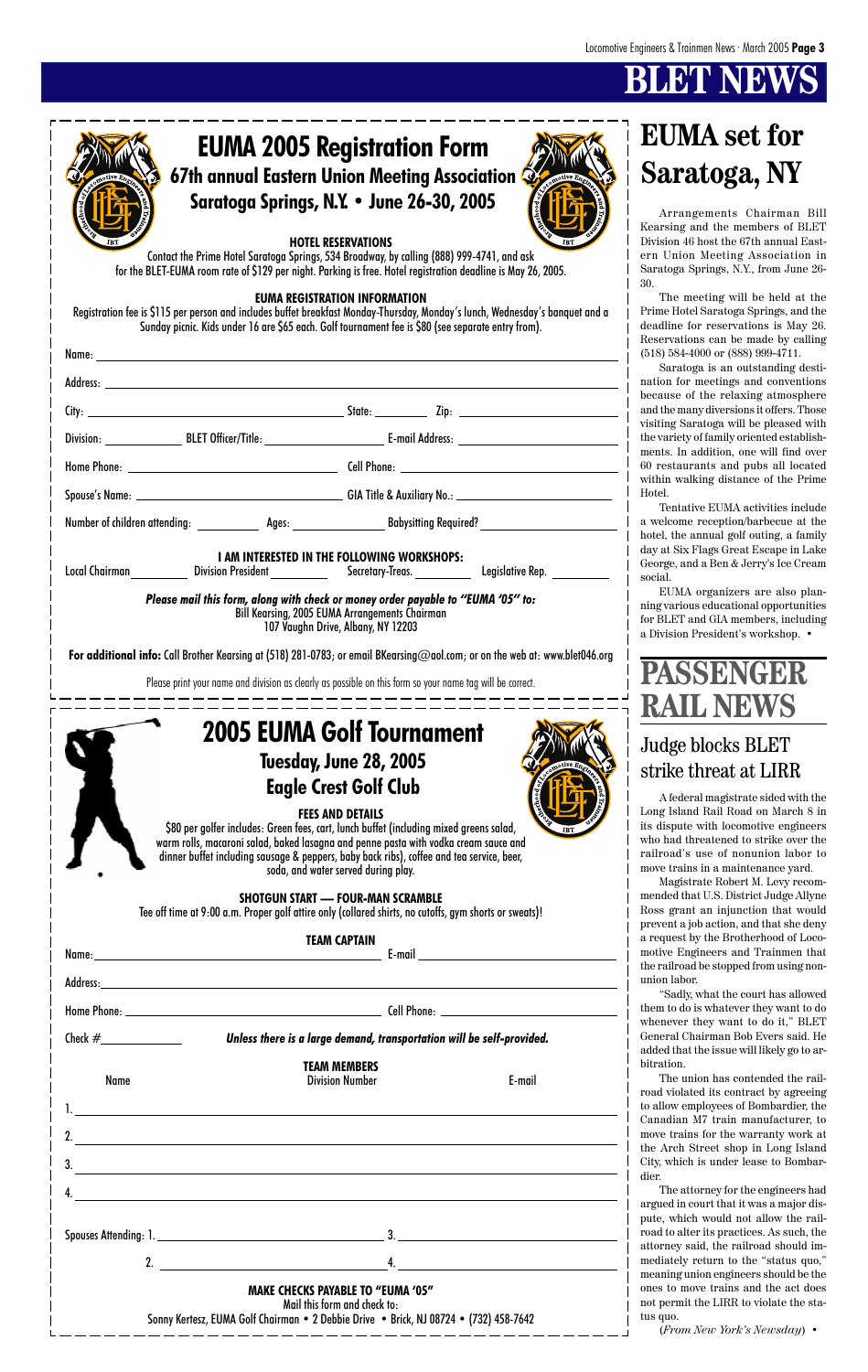# BLET NEWS

## EUMA 2005 Registration Form

### 67th annual Eastern Union Meeting Association

### Saratoga Springs, N.Y. • June 26-30, 2005

**HOTEL RESERVATIONS**

Contact the Prime Hotel Saratoga Springs, 534 Broadway, by calling (888) 999-4741, and ask for the BLET-EUMA room rate of $129 per night. Parking is free. Hotel registration deadline is May 26, 2005.

**EUMA REGISTRATION INFORMATION**

Registration fee is $115 per person and includes buffet breakfast Monday-Thursday, Monday's lunch, Wednesday's banquet and a Sunday picnic. Kids under 16 are $65 each. Golf tournament fee is $80 (see separate entry from).

Name: ______________________________

Address: ______________________________

City: ______________ State: ________ Zip: ____________

Division: ________ BLET Officer/Title: ______________ E-mail Address: ______________

Home Phone: ______________ Cell Phone: ______________

Spouse's Name: ______________ GIA Title & Auxiliary No.: ______________

Number of children attending: ________ Ages: ________ Babysitting Required? ________

**I AM INTERESTED IN THE FOLLOWING WORKSHOPS:**

Local Chairman ________ Division President ________ Secretary-Treas. ________ Legislative Rep. ________

***Please mail this form, along with check or money order payable to "EUMA '05" to:***

Bill Kearsing, 2005 EUMA Arrangements Chairman
107 Vaughn Drive, Albany, NY 12203

**For additional info:** Call Brother Kearsing at (518) 281-0783; or email BKearsing@aol.com; or on the web at: www.blet046.org

Please print your name and division as clearly as possible on this form so your name tag will be correct.

## 2005 EUMA Golf Tournament

### Tuesday, June 28, 2005

### Eagle Crest Golf Club

**FEES AND DETAILS**

$80 per golfer includes: Green fees, cart, lunch buffet (including mixed greens salad, warm rolls, macaroni salad, baked lasagna and penne pasta with vodka cream sauce and dinner buffet including sausage & peppers, baby back ribs), coffee and tea service, beer, soda, and water served during play.

**SHOTGUN START — FOUR-MAN SCRAMBLE**

Tee off time at 9:00 a.m. Proper golf attire only (collared shirts, no cutoffs, gym shorts or sweats)!

**TEAM CAPTAIN**

Name: ______________ E-mail ______________

Address: ______________________________

Home Phone: ______________ Cell Phone: ______________

Check #__________

***Unless there is a large demand, transportation will be self-provided.***

**TEAM MEMBERS**

| Name | Division Number | E-mail |
|---|---|---|
| 1. | | |
| 2. | | |
| 3. | | |
| 4. | | |

Spouses Attending: 1. ______________ 3. ______________

2. ______________ 4. ______________

**MAKE CHECKS PAYABLE TO "EUMA '05"**

Mail this form and check to:
Sonny Kertesz, EUMA Golf Chairman • 2 Debbie Drive • Brick, NJ 08724 • (732) 458-7642

## EUMA set for Saratoga, NY

Arrangements Chairman Bill Kearsing and the members of BLET Division 46 host the 67th annual Eastern Union Meeting Association in Saratoga Springs, N.Y., from June 26-30.

The meeting will be held at the Prime Hotel Saratoga Springs, and the deadline for reservations is May 26. Reservations can be made by calling (518) 584-4000 or (888) 999-4711.

Saratoga is an outstanding destination for meetings and conventions because of the relaxing atmosphere and the many diversions it offers. Those visiting Saratoga will be pleased with the variety of family oriented establishments. In addition, one will find over 60 restaurants and pubs all located within walking distance of the Prime Hotel.

Tentative EUMA activities include a welcome reception/barbecue at the hotel, the annual golf outing, a family day at Six Flags Great Escape in Lake George, and a Ben & Jerry's Ice Cream social.

EUMA organizers are also planning various educational opportunities for BLET and GIA members, including a Division President's workshop. •

# PASSENGER RAIL NEWS

## Judge blocks BLET strike threat at LIRR

A federal magistrate sided with the Long Island Rail Road on March 8 in its dispute with locomotive engineers who had threatened to strike over the railroad's use of nonunion labor to move trains in a maintenance yard.

Magistrate Robert M. Levy recommended that U.S. District Judge Allyne Ross grant an injunction that would prevent a job action, and that she deny a request by the Brotherhood of Locomotive Engineers and Trainmen that the railroad be stopped from using nonunion labor.

"Sadly, what the court has allowed them to do is whatever they want to do whenever they want to do it," BLET General Chairman Bob Evers said. He added that the issue will likely go to arbitration.

The union has contended the railroad violated its contract by agreeing to allow employees of Bombardier, the Canadian M7 train manufacturer, to move trains for the warranty work at the Arch Street shop in Long Island City, which is under lease to Bombardier.

The attorney for the engineers had argued in court that it was a major dispute, which would not allow the railroad to alter its practices. As such, the attorney said, the railroad should immediately return to the "status quo," meaning union engineers should be the ones to move trains and the act does not permit the LIRR to violate the status quo.

(*From New York's Newsday*) •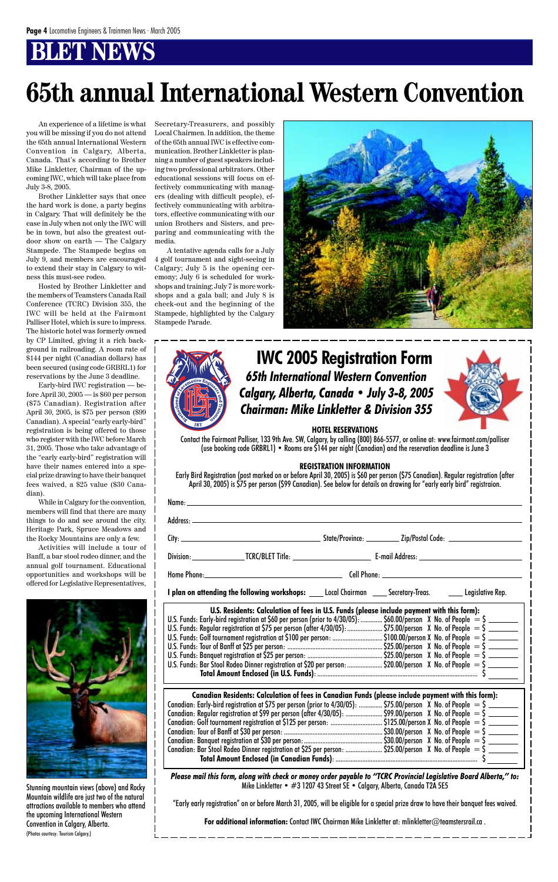# BLET NEWS

# 65th annual International Western Convention

An experience of a lifetime is what you will be missing if you do not attend the 65th annual International Western Convention in Calgary, Alberta, Canada. That's according to Brother Mike Linkletter, Chairman of the upcoming IWC, which will take place from July 3-8, 2005.

Brother Linkletter says that once the hard work is done, a party begins in Calgary. That will definitely be the case in July when not only the IWC will be in town, but also the greatest outdoor show on earth — The Calgary Stampede. The Stampede begins on July 9, and members are encouraged to extend their stay in Calgary to witness this must-see rodeo.

Hosted by Brother Linkletter and the members of Teamsters Canada Rail Conference (TCRC) Division 355, the IWC will be held at the Fairmont Palliser Hotel, which is sure to impress. The historic hotel was formerly owned by CP Limited, giving it a rich background in railroading. A room rate of $144 per night (Canadian dollars) has been secured (using code GRBRL1) for reservations by the June 3 deadline.

Early-bird IWC registration — before April 30, 2005 — is $60 per person ($75 Canadian). Registration after April 30, 2005, is $75 per person ($99 Canadian). A special "early early-bird" registration is being offered to those who register with the IWC before March 31, 2005. Those who take advantage of the "early early-bird" registration will have their names entered into a special prize drawing to have their banquet fees waived, a $25 value ($30 Canadian).

While in Calgary for the convention, members will find that there are many things to do and see around the city. Heritage Park, Spruce Meadows and the Rocky Mountains are only a few.

Activities will include a tour of Banff, a bar stool rodeo dinner, and the annual golf tournament. Educational opportunities and workshops will be offered for Legislative Representatives, Secretary-Treasurers, and possibly Local Chairmen. In addition, the theme of the 65th annual IWC is effective communication. Brother Linkletter is planning a number of guest speakers including two professional arbitrators. Other educational sessions will focus on effectively communicating with managers (dealing with difficult people), effectively communicating with arbitrators, effective communicating with our union Brothers and Sisters, and preparing and communicating with the media.

A tentative agenda calls for a July 4 golf tournament and sight-seeing in Calgary; July 5 is the opening ceremony; July 6 is scheduled for workshops and training; July 7 is more workshops and a gala ball; and July 8 is check-out and the beginning of the Stampede, highlighted by the Calgary Stampede Parade.

Stunning mountain views (above) and Rocky Mountain wildlife are just two of the natural attractions available to members who attend the upcoming International Western Convention in Calgary, Alberta.
(Photos courtesy: Tourism Calgary.)

## IWC 2005 Registration Form

***65th International Western Convention***
***Calgary, Alberta, Canada • July 3-8, 2005***
***Chairman: Mike Linkletter & Division 355***

**HOTEL RESERVATIONS**

Contact the Fairmont Palliser, 133 9th Ave. SW, Calgary, by calling (800) 866-5577, or online at: www.fairmont.com/palliser (use booking code GRBRL1) • Rooms are $144 per night (Canadian) and the reservation deadline is June 3

**REGISTRATION INFORMATION**

Early Bird Registration (post marked on or before April 30, 2005) is $60 per person ($75 Canadian). Regular registration (after April 30, 2005) is $75 per person ($99 Canadian). See below for details on drawing for "early early bird" registraion.

Name: ______________________________

Address: ______________________________

City: ______________ State/Province: ________ Zip/Postal Code: ____________

Division: ________ TCRC/BLET Title: ______________ E-mail Address: ______________

Home Phone: ______________ Cell Phone: ______________

**I plan on attending the following workshops:** ____ Local Chairman ____ Secretary-Treas. ____ Legislative Rep.

**U.S. Residents: Calculation of fees in U.S. Funds (please include payment with this form):**

| | | | |
|---|---|---|---|
| U.S. Funds: Early-bird registration at $60 per person (prior to 4/30/05): | $60.00/person | X No. of People | = $ _______ |
| U.S. Funds: Regular registration at $75 per person (after 4/30/05): | $75.00/person | X No. of People | = $ _______ |
| U.S. Funds: Golf tournament registration at $100 per person: | $100.00/person | X No. of People | = $ _______ |
| U.S. Funds: Tour of Banff at $25 per person: | $25.00/person | X No. of People | = $ _______ |
| U.S. Funds: Banquet registration at $25 per person: | $25.00/person | X No. of People | = $ _______ |
| U.S. Funds: Bar Stool Rodeo Dinner registration at $20 per person: | $20.00/person | X No. of People | = $ _______ |
| **Total Amount Enclosed (in U.S. Funds)**: | | | $ _______ |

**Canadian Residents: Calculation of fees in Canadian Funds (please include payment with this form):**

| | | | |
|---|---|---|---|
| Canadian: Early-bird registration at $75 per person (prior to 4/30/05): | $75.00/person | X No. of People | = $ _______ |
| Canadian: Regular registration at $99 per person (after 4/30/05): | $99.00/person | X No. of People | = $ _______ |
| Canadian: Golf tournament registration at $125 per person: | $125.00/person | X No. of People | = $ _______ |
| Canadian: Tour of Banff at $30 per person: | $30.00/person | X No. of People | = $ _______ |
| Canadian: Banquet registration at $30 per person: | $30.00/person | X No. of People | = $ _______ |
| Canadian: Bar Stool Rodeo Dinner registration at $25 per person: | $25.00/person | X No. of People | = $ _______ |
| **Total Amount Enclosed (in Canadian Funds)**: | | | $ _______ |

***Please mail this form, along with check or money order payable to "TCRC Provincial Legislative Board Alberta," to:*** Mike Linkletter • #3 1207 43 Street SE • Calgary, Alberta, Canada T2A 5E5

"Early early registration" on or before March 31, 2005, will be eligible for a special prize draw to have their banquet fees waived.

**For additional information:** Contact IWC Chairman Mike Linkletter at: mlinkletter@teamstersrail.ca .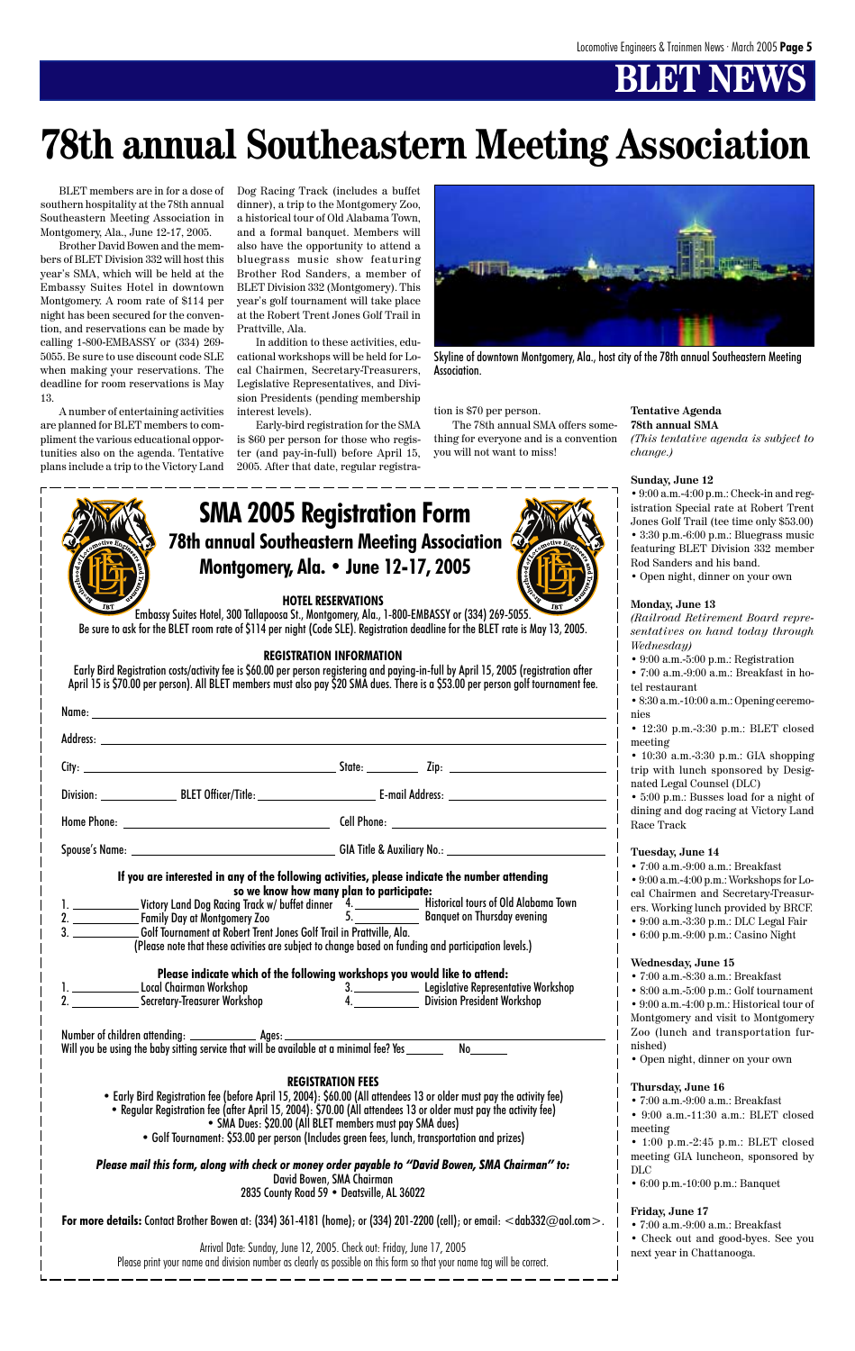# 78th annual Southeastern Meeting Association

BLET members are in for a dose of southern hospitality at the 78th annual Southeastern Meeting Association in Montgomery, Ala., June 12-17, 2005.

Brother David Bowen and the members of BLET Division 332 will host this year's SMA, which will be held at the Embassy Suites Hotel in downtown Montgomery. A room rate of $114 per night has been secured for the convention, and reservations can be made by calling 1-800-EMBASSY or (334) 269-5055. Be sure to use discount code SLE when making your reservations. The deadline for room reservations is May 13.

A number of entertaining activities are planned for BLET members to compliment the various educational opportunities also on the agenda. Tentative plans include a trip to the Victory Land Dog Racing Track (includes a buffet dinner), a trip to the Montgomery Zoo, a historical tour of Old Alabama Town, and a formal banquet. Members will also have the opportunity to attend a bluegrass music show featuring Brother Rod Sanders, a member of BLET Division 332 (Montgomery). This year's golf tournament will take place at the Robert Trent Jones Golf Trail in Prattville, Ala.

In addition to these activities, educational workshops will be held for Local Chairmen, Secretary-Treasurers, Legislative Representatives, and Division Presidents (pending membership interest levels).

Early-bird registration for the SMA is $60 per person for those who register (and pay-in-full) before April 15, 2005. After that date, regular registration is $70 per person.

The 78th annual SMA offers something for everyone and is a convention you will not want to miss!

Skyline of downtown Montgomery, Ala., host city of the 78th annual Southeastern Meeting Association.

**Tentative Agenda**
**78th annual SMA**
*(This tentative agenda is subject to change.)*

**Sunday, June 12**
- 9:00 a.m.-4:00 p.m.: Check-in and registration Special rate at Robert Trent Jones Golf Trail (tee time only $53.00)
- 3:30 p.m.-6:00 p.m.: Bluegrass music featuring BLET Division 332 member Rod Sanders and his band.
- Open night, dinner on your own

**Monday, June 13**
*(Railroad Retirement Board representatives on hand today through Wednesday)*
- 9:00 a.m.-5:00 p.m.: Registration
- 7:00 a.m.-9:00 a.m.: Breakfast in hotel restaurant
- 8:30 a.m.-10:00 a.m.: Opening ceremonies
- 12:30 p.m.-3:30 p.m.: BLET closed meeting
- 10:30 a.m.-3:30 p.m.: GIA shopping trip with lunch sponsored by Designated Legal Counsel (DLC)
- 5:00 p.m.: Busses load for a night of dining and dog racing at Victory Land Race Track

**Tuesday, June 14**
- 7:00 a.m.-9:00 a.m.: Breakfast
- 9:00 a.m.-4:00 p.m.: Workshops for Local Chairmen and Secretary-Treasurers. Working lunch provided by BRCF.
- 9:00 a.m.-3:30 p.m.: DLC Legal Fair
- 6:00 p.m.-9:00 p.m.: Casino Night

**Wednesday, June 15**
- 7:00 a.m.-8:30 a.m.: Breakfast
- 8:00 a.m.-5:00 p.m.: Golf tournament
- 9:00 a.m.-4:00 p.m.: Historical tour of Montgomery and visit to Montgomery Zoo (lunch and transportation furnished)
- Open night, dinner on your own

**Thursday, June 16**
- 7:00 a.m.-9:00 a.m.: Breakfast
- 9:00 a.m.-11:30 a.m.: BLET closed meeting
- 1:00 p.m.-2:45 p.m.: BLET closed meeting GIA luncheon, sponsored by DLC
- 6:00 p.m.-10:00 p.m.: Banquet

**Friday, June 17**
- 7:00 a.m.-9:00 a.m.: Breakfast
- Check out and good-byes. See you next year in Chattanooga.

## SMA 2005 Registration Form

### 78th annual Southeastern Meeting Association

### Montgomery, Ala. • June 12-17, 2005

**HOTEL RESERVATIONS**

Embassy Suites Hotel, 300 Tallapoosa St., Montgomery, Ala., 1-800-EMBASSY or (334) 269-5055.
Be sure to ask for the BLET room rate of $114 per night (Code SLE). Registration deadline for the BLET rate is May 13, 2005.

**REGISTRATION INFORMATION**

Early Bird Registration costs/activity fee is $60.00 per person registering and paying-in-full by April 15, 2005 (registration after April 15 is $70.00 per person). All BLET members must also pay $20 SMA dues. There is a $53.00 per person golf tournament fee.

Name: ____________________

Address: ____________________

City: ____________ State: ________ Zip: ____________

Division: ________ BLET Officer/Title: ____________ E-mail Address: ____________

Home Phone: ____________ Cell Phone: ____________

Spouse's Name: ____________ GIA Title & Auxiliary No.: ____________

**If you are interested in any of the following activities, please indicate the number attending so we know how many plan to participate:**

1. ________ Victory Land Dog Racing Track w/ buffet dinner
2. ________ Family Day at Montgomery Zoo
3. ________ Golf Tournament at Robert Trent Jones Golf Trail in Prattville, Ala.
4. ________ Historical tours of Old Alabama Town
5. ________ Banquet on Thursday evening

(Please note that these activities are subject to change based on funding and participation levels.)

**Please indicate which of the following workshops you would like to attend:**

1. ________ Local Chairman Workshop
2. ________ Secretary-Treasurer Workshop
3. ________ Legislative Representative Workshop
4. ________ Division President Workshop

Number of children attending: ________ Ages: ____________

Will you be using the baby sitting service that will be available at a minimal fee? Yes ______ No______

**REGISTRATION FEES**

- Early Bird Registration fee (before April 15, 2004): $60.00 (All attendees 13 or older must pay the activity fee)
- Regular Registration fee (after April 15, 2004): $70.00 (All attendees 13 or older must pay the activity fee)
- SMA Dues: $20.00 (All BLET members must pay SMA dues)
- Golf Tournament: $53.00 per person (Includes green fees, lunch, transportation and prizes)

***Please mail this form, along with check or money order payable to "David Bowen, SMA Chairman" to:***
David Bowen, SMA Chairman
2835 County Road 59 • Deatsville, AL 36022

**For more details:** Contact Brother Bowen at: (334) 361-4181 (home); or (334) 201-2200 (cell); or email: <dab332@aol.com>.

Arrival Date: Sunday, June 12, 2005. Check out: Friday, June 17, 2005
Please print your name and division number as clearly as possible on this form so that your name tag will be correct.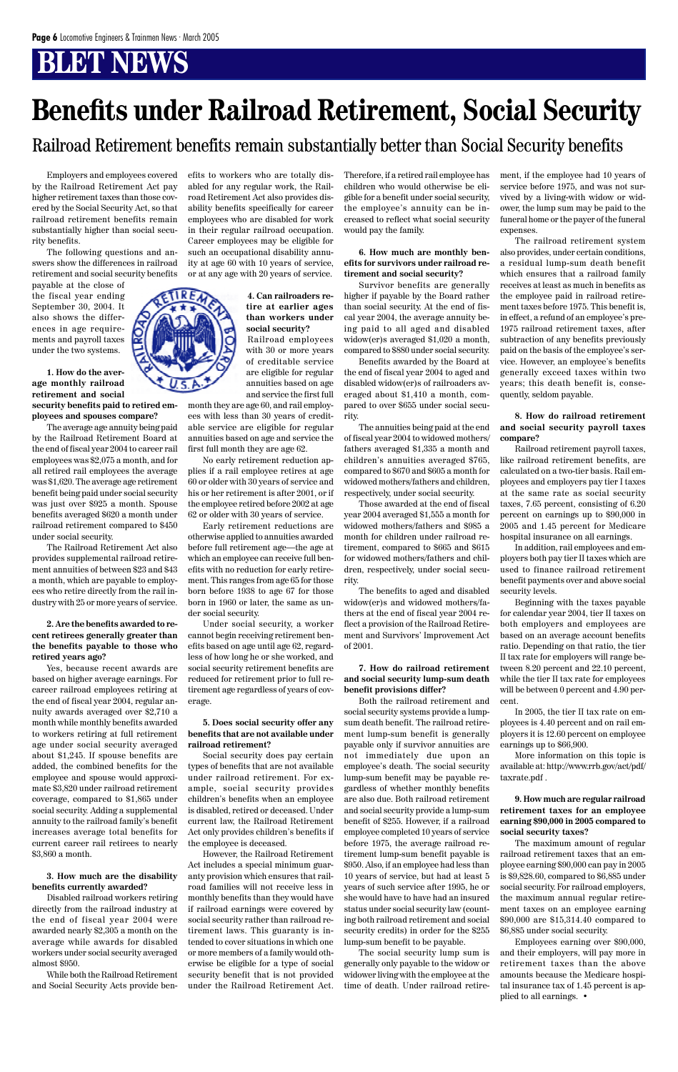# BLET NEWS

# Benefits under Railroad Retirement, Social Security

## Railroad Retirement benefits remain substantially better than Social Security benefits

Employers and employees covered by the Railroad Retirement Act pay higher retirement taxes than those covered by the Social Security Act, so that railroad retirement benefits remain substantially higher than social security benefits.

The following questions and answers show the differences in railroad retirement and social security benefits payable at the close of the fiscal year ending September 30, 2004. It also shows the differences in age requirements and payroll taxes under the two systems.

**1. How do the average monthly railroad retirement and social security benefits paid to retired employees and spouses compare?**

The average age annuity being paid by the Railroad Retirement Board at the end of fiscal year 2004 to career rail employees was $2,075 a month, and for all retired rail employees the average was $1,620. The average age retirement benefit being paid under social security was just over $925 a month. Spouse benefits averaged $620 a month under railroad retirement compared to $450 under social security.

The Railroad Retirement Act also provides supplemental railroad retirement annuities of between $23 and $43 a month, which are payable to employees who retire directly from the rail industry with 25 or more years of service.

**2. Are the benefits awarded to recent retirees generally greater than the benefits payable to those who retired years ago?**

Yes, because recent awards are based on higher average earnings. For career railroad employees retiring at the end of fiscal year 2004, regular annuity awards averaged over $2,710 a month while monthly benefits awarded to workers retiring at full retirement age under social security averaged about $1,245. If spouse benefits are added, the combined benefits for the employee and spouse would approximate $3,820 under railroad retirement coverage, compared to $1,865 under social security. Adding a supplemental annuity to the railroad family's benefit increases average total benefits for current career rail retirees to nearly $3,860 a month.

**3. How much are the disability benefits currently awarded?**

Disabled railroad workers retiring directly from the railroad industry at the end of fiscal year 2004 were awarded nearly $2,305 a month on the average while awards for disabled workers under social security averaged almost $950.

While both the Railroad Retirement and Social Security Acts provide benefits to workers who are totally disabled for any regular work, the Railroad Retirement Act also provides disability benefits specifically for career employees who are disabled for work in their regular railroad occupation. Career employees may be eligible for such an occupational disability annuity at age 60 with 10 years of service, or at any age with 20 years of service.

**4. Can railroaders retire at earlier ages than workers under social security?**

Railroad employees with 30 or more years of creditable service are eligible for regular annuities based on age and service the first full month they are age 60, and rail employees with less than 30 years of creditable service are eligible for regular annuities based on age and service the first full month they are age 62.

No early retirement reduction applies if a rail employee retires at age 60 or older with 30 years of service and his or her retirement is after 2001, or if the employee retired before 2002 at age 62 or older with 30 years of service.

Early retirement reductions are otherwise applied to annuities awarded before full retirement age—the age at which an employee can receive full benefits with no reduction for early retirement. This ranges from age 65 for those born before 1938 to age 67 for those born in 1960 or later, the same as under social security.

Under social security, a worker cannot begin receiving retirement benefits based on age until age 62, regardless of how long he or she worked, and social security retirement benefits are reduced for retirement prior to full retirement age regardless of years of coverage.

**5. Does social security offer any benefits that are not available under railroad retirement?**

Social security does pay certain types of benefits that are not available under railroad retirement. For example, social security provides children's benefits when an employee is disabled, retired or deceased. Under current law, the Railroad Retirement Act only provides children's benefits if the employee is deceased.

However, the Railroad Retirement Act includes a special minimum guaranty provision which ensures that railroad families will not receive less in monthly benefits than they would have if railroad earnings were covered by social security rather than railroad retirement laws. This guaranty is intended to cover situations in which one or more members of a family would otherwise be eligible for a type of social security benefit that is not provided under the Railroad Retirement Act. Therefore, if a retired rail employee has children who would otherwise be eligible for a benefit under social security, the employee's annuity can be increased to reflect what social security would pay the family.

**6. How much are monthly benefits for survivors under railroad retirement and social security?**

Survivor benefits are generally higher if payable by the Board rather than social security. At the end of fiscal year 2004, the average annuity being paid to all aged and disabled widow(er)s averaged $1,020 a month, compared to $880 under social security.

Benefits awarded by the Board at the end of fiscal year 2004 to aged and disabled widow(er)s of railroaders averaged about $1,410 a month, compared to over $655 under social security.

The annuities being paid at the end of fiscal year 2004 to widowed mothers/fathers averaged $1,335 a month and children's annuities averaged $765, compared to $670 and $605 a month for widowed mothers/fathers and children, respectively, under social security.

Those awarded at the end of fiscal year 2004 averaged $1,555 a month for widowed mothers/fathers and $985 a month for children under railroad retirement, compared to $665 and $615 for widowed mothers/fathers and children, respectively, under social security.

The benefits to aged and disabled widow(er)s and widowed mothers/fathers at the end of fiscal year 2004 reflect a provision of the Railroad Retirement and Survivors' Improvement Act of 2001.

**7. How do railroad retirement and social security lump-sum death benefit provisions differ?**

Both the railroad retirement and social security systems provide a lump-sum death benefit. The railroad retirement lump-sum benefit is generally payable only if survivor annuities are not immediately due upon an employee's death. The social security lump-sum benefit may be payable regardless of whether monthly benefits are also due. Both railroad retirement and social security provide a lump-sum benefit of $255. However, if a railroad employee completed 10 years of service before 1975, the average railroad retirement lump-sum benefit payable is $950. Also, if an employee had less than 10 years of service, but had at least 5 years of such service after 1995, he or she would have to have had an insured status under social security law (counting both railroad retirement and social security credits) in order for the $255 lump-sum benefit to be payable.

The social security lump sum is generally only payable to the widow or widower living with the employee at the time of death. Under railroad retirement, if the employee had 10 years of service before 1975, and was not survived by a living-with widow or widower, the lump sum may be paid to the funeral home or the payer of the funeral expenses.

The railroad retirement system also provides, under certain conditions, a residual lump-sum death benefit which ensures that a railroad family receives at least as much in benefits as the employee paid in railroad retirement taxes before 1975. This benefit is, in effect, a refund of an employee's pre-1975 railroad retirement taxes, after subtraction of any benefits previously paid on the basis of the employee's service. However, an employee's benefits generally exceed taxes within two years; this death benefit is, consequently, seldom payable.

**8. How do railroad retirement and social security payroll taxes compare?**

Railroad retirement payroll taxes, like railroad retirement benefits, are calculated on a two-tier basis. Rail employees and employers pay tier I taxes at the same rate as social security taxes, 7.65 percent, consisting of 6.20 percent on earnings up to $90,000 in 2005 and 1.45 percent for Medicare hospital insurance on all earnings.

In addition, rail employees and employers both pay tier II taxes which are used to finance railroad retirement benefit payments over and above social security levels.

Beginning with the taxes payable for calendar year 2004, tier II taxes on both employers and employees are based on an average account benefits ratio. Depending on that ratio, the tier II tax rate for employers will range between 8.20 percent and 22.10 percent, while the tier II tax rate for employees will be between 0 percent and 4.90 percent.

In 2005, the tier II tax rate on employees is 4.40 percent and on rail employers it is 12.60 percent on employee earnings up to $66,900.

More information on this topic is available at: http://www.rrb.gov/act/pdf/taxrate.pdf .

**9. How much are regular railroad retirement taxes for an employee earning $90,000 in 2005 compared to social security taxes?**

The maximum amount of regular railroad retirement taxes that an employee earning $90,000 can pay in 2005 is $9,828.60, compared to $6,885 under social security. For railroad employers, the maximum annual regular retirement taxes on an employee earning $90,000 are $15,314.40 compared to $6,885 under social security.

Employees earning over $90,000, and their employers, will pay more in retirement taxes than the above amounts because the Medicare hospital insurance tax of 1.45 percent is applied to all earnings. •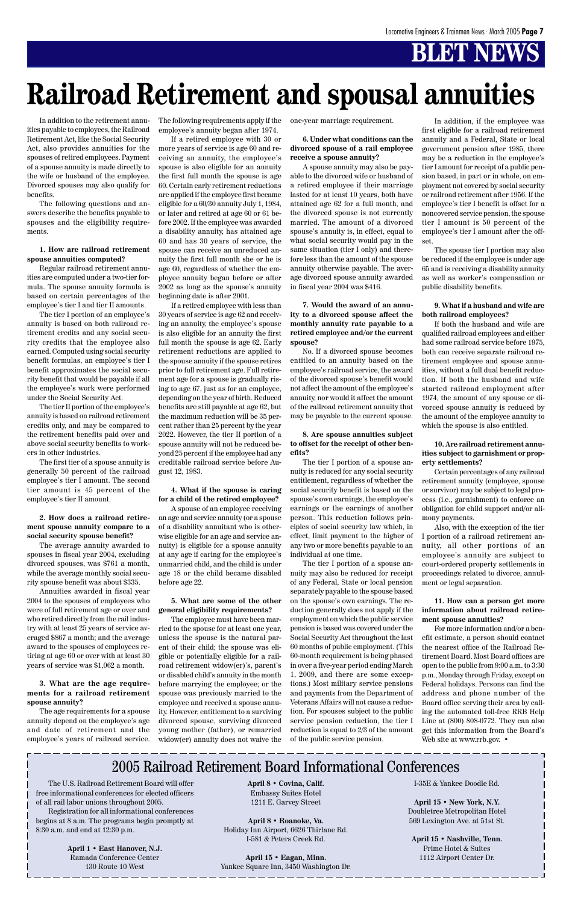# BLET NEWS

# Railroad Retirement and spousal annuities

In addition to the retirement annuities payable to employees, the Railroad Retirement Act, like the Social Security Act, also provides annuities for the spouses of retired employees. Payment of a spouse annuity is made directly to the wife or husband of the employee. Divorced spouses may also qualify for benefits.

The following questions and answers describe the benefits payable to spouses and the eligibility requirements.

**1. How are railroad retirement spouse annuities computed?**

Regular railroad retirement annuities are computed under a two-tier formula. The spouse annuity formula is based on certain percentages of the employee's tier I and tier II amounts.

The tier I portion of an employee's annuity is based on both railroad retirement credits and any social security credits that the employee also earned. Computed using social security benefit formulas, an employee's tier I benefit approximates the social security benefit that would be payable if all the employee's work were performed under the Social Security Act.

The tier II portion of the employee's annuity is based on railroad retirement credits only, and may be compared to the retirement benefits paid over and above social security benefits to workers in other industries.

The first tier of a spouse annuity is generally 50 percent of the railroad employee's tier I amount. The second tier amount is 45 percent of the employee's tier II amount.

**2. How does a railroad retirement spouse annuity compare to a social security spouse benefit?**

The average annuity awarded to spouses in fiscal year 2004, excluding divorced spouses, was $761 a month, while the average monthly social security spouse benefit was about $335.

Annuities awarded in fiscal year 2004 to the spouses of employees who were of full retirement age or over and who retired directly from the rail industry with at least 25 years of service averaged $867 a month; and the average award to the spouses of employees retiring at age 60 or over with at least 30 years of service was $1,062 a month.

**3. What are the age requirements for a railroad retirement spouse annuity?**

The age requirements for a spouse annuity depend on the employee's age and date of retirement and the employee's years of railroad service. The following requirements apply if the employee's annuity began after 1974.

If a retired employee with 30 or more years of service is age 60 and receiving an annuity, the employee's spouse is also eligible for an annuity the first full month the spouse is age 60. Certain early retirement reductions are applied if the employee first became eligible for a 60/30 annuity July 1, 1984, or later and retired at age 60 or 61 before 2002. If the employee was awarded a disability annuity, has attained age 60 and has 30 years of service, the spouse can receive an unreduced annuity the first full month she or he is age 60, regardless of whether the employee annuity began before or after 2002 as long as the spouse's annuity beginning date is after 2001.

If a retired employee with less than 30 years of service is age 62 and receiving an annuity, the employee's spouse is also eligible for an annuity the first full month the spouse is age 62. Early retirement reductions are applied to the spouse annuity if the spouse retires prior to full retirement age. Full retirement age for a spouse is gradually rising to age 67, just as for an employee, depending on the year of birth. Reduced benefits are still payable at age 62, but the maximum reduction will be 35 percent rather than 25 percent by the year 2022. However, the tier II portion of a spouse annuity will not be reduced beyond 25 percent if the employee had any creditable railroad service before August 12, 1983.

**4. What if the spouse is caring for a child of the retired employee?**

A spouse of an employee receiving an age and service annuity (or a spouse of a disability annuitant who is otherwise eligible for an age and service annuity) is eligible for a spouse annuity at any age if caring for the employee's unmarried child, and the child is under age 18 or the child became disabled before age 22.

**5. What are some of the other general eligibility requirements?**

The employee must have been married to the spouse for at least one year, unless the spouse is the natural parent of their child; the spouse was eligible or potentially eligible for a railroad retirement widow(er)'s, parent's or disabled child's annuity in the month before marrying the employee; or the spouse was previously married to the employee and received a spouse annuity. However, entitlement to a surviving divorced spouse, surviving divorced young mother (father), or remarried widow(er) annuity does not waive the one-year marriage requirement.

**6. Under what conditions can the divorced spouse of a rail employee receive a spouse annuity?**

A spouse annuity may also be payable to the divorced wife or husband of a retired employee if their marriage lasted for at least 10 years, both have attained age 62 for a full month, and the divorced spouse is not currently married. The amount of a divorced spouse's annuity is, in effect, equal to what social security would pay in the same situation (tier I only) and therefore less than the amount of the spouse annuity otherwise payable. The average divorced spouse annuity awarded in fiscal year 2004 was $416.

**7. Would the award of an annuity to a divorced spouse affect the monthly annuity rate payable to a retired employee and/or the current spouse?**

No. If a divorced spouse becomes entitled to an annuity based on the employee's railroad service, the award of the divorced spouse's benefit would not affect the amount of the employee's annuity, nor would it affect the amount of the railroad retirement annuity that may be payable to the current spouse.

**8. Are spouse annuities subject to offset for the receipt of other benefits?**

The tier I portion of a spouse annuity is reduced for any social security entitlement, regardless of whether the social security benefit is based on the spouse's own earnings, the employee's earnings or the earnings of another person. This reduction follows principles of social security law which, in effect, limit payment to the higher of any two or more benefits payable to an individual at one time.

The tier I portion of a spouse annuity may also be reduced for receipt of any Federal, State or local pension separately payable to the spouse based on the spouse's own earnings. The reduction generally does not apply if the employment on which the public service pension is based was covered under the Social Security Act throughout the last 60 months of public employment. (This 60-month requirement is being phased in over a five-year period ending March 1, 2009, and there are some exceptions.) Most military service pensions and payments from the Department of Veterans Affairs will not cause a reduction. For spouses subject to the public service pension reduction, the tier I reduction is equal to 2/3 of the amount of the public service pension.

In addition, if the employee was first eligible for a railroad retirement annuity and a Federal, State or local government pension after 1985, there may be a reduction in the employee's tier I amount for receipt of a public pension based, in part or in whole, on employment not covered by social security or railroad retirement after 1956. If the employee's tier I benefit is offset for a noncovered service pension, the spouse tier I amount is 50 percent of the employee's tier I amount after the offset.

The spouse tier I portion may also be reduced if the employee is under age 65 and is receiving a disability annuity as well as worker's compensation or public disability benefits.

**9. What if a husband and wife are both railroad employees?**

If both the husband and wife are qualified railroad employees and either had some railroad service before 1975, both can receive separate railroad retirement employee and spouse annuities, without a full dual benefit reduction. If both the husband and wife started railroad employment after 1974, the amount of any spouse or divorced spouse annuity is reduced by the amount of the employee annuity to which the spouse is also entitled.

**10. Are railroad retirement annuities subject to garnishment or property settlements?**

Certain percentages of any railroad retirement annuity (employee, spouse or survivor) may be subject to legal process (i.e., garnishment) to enforce an obligation for child support and/or alimony payments.

Also, with the exception of the tier I portion of a railroad retirement annuity, all other portions of an employee's annuity are subject to court-ordered property settlements in proceedings related to divorce, annulment or legal separation.

**11. How can a person get more information about railroad retirement spouse annuities?**

For more information and/or a benefit estimate, a person should contact the nearest office of the Railroad Retirement Board. Most Board offices are open to the public from 9:00 a.m. to 3:30 p.m., Monday through Friday, except on Federal holidays. Persons can find the address and phone number of the Board office serving their area by calling the automated toll-free RRB Help Line at (800) 808-0772. They can also get this information from the Board's Web site at www.rrb.gov. •

## 2005 Railroad Retirement Board Informational Conferences

The U.S. Railroad Retirement Board will offer free informational conferences for elected officers of all rail labor unions throughout 2005.

Registration for all informational conferences begins at 8 a.m. The programs begin promptly at 8:30 a.m. and end at 12:30 p.m.

**April 1 • East Hanover, N.J.**
Ramada Conference Center
130 Route 10 West

**April 8 • Covina, Calif.**
Embassy Suites Hotel
1211 E. Garvey Street

**April 8 • Roanoke, Va.**
Holiday Inn Airport, 6626 Thirlane Rd.
I-581 & Peters Creek Rd.

**April 15 • Eagan, Minn.**
Yankee Square Inn, 3450 Washington Dr.
I-35E & Yankee Doodle Rd.

**April 15 • New York, N.Y.**
Doubletree Metropolitan Hotel
569 Lexington Ave. at 51st St.

**April 15 • Nashville, Tenn.**
Prime Hotel & Suites
1112 Airport Center Dr.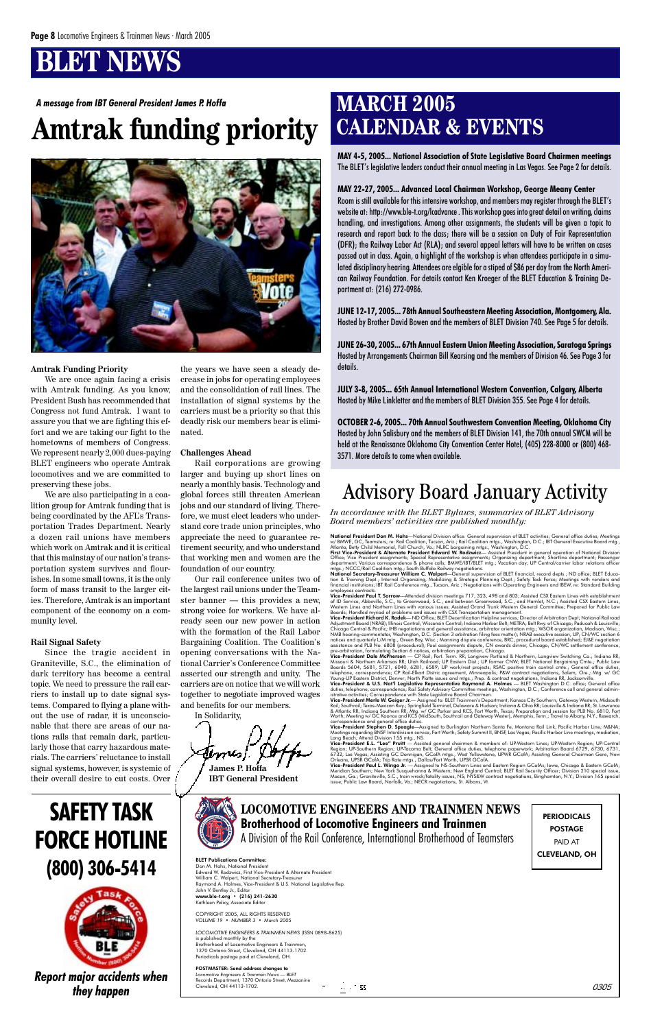# BLET NEWS

*A message from IBT General President James P. Hoffa*

# Amtrak funding priority

### Amtrak Funding Priority

We are once again facing a crisis with Amtrak funding. As you know, President Bush has recommended that Congress not fund Amtrak. I want to assure you that we are fighting this effort and we are taking our fight to the hometowns of members of Congress. We represent nearly 2,000 dues-paying BLET engineers who operate Amtrak locomotives and we are committed to preserving these jobs.

We are also participating in a coalition group for Amtrak funding that is being coordinated by the AFL's Transportation Trades Department. Nearly a dozen rail unions have members which work on Amtrak and it is critical that this mainstay of our nation's transportation system survives and flourishes. In some small towns, it is the only form of mass transit to the larger cities. Therefore, Amtrak is an important component of the economy on a community level.

### Rail Signal Safety

Since the tragic accident in Graniteville, S.C., the elimination of dark territory has become a central topic. We need to pressure the rail carriers to install up to date signal systems. Compared to flying a plane without the use of radar, it is unconscionable that there are areas of our nations rails that remain dark, particularly those that carry hazardous materials. The carriers' reluctance to install signal systems, however, is systemic of their overall desire to cut costs. Over the years we have seen a steady decrease in jobs for operating employees and the consolidation of rail lines. The installation of signal systems by the carriers must be a priority so that this deadly risk our members bear is eliminated.

### Challenges Ahead

Rail corporations are growing larger and buying up short lines on nearly a monthly basis. Technology and global forces still threaten American jobs and our standard of living. Therefore, we must elect leaders who understand core trade union principles, who appreciate the need to guarantee retirement security, and who understand that working men and women are the foundation of our country.

Our rail conference unites two of the largest rail unions under the Teamster banner — this provides a new, strong voice for workers. We have already seen our new power in action with the formation of the Rail Labor Bargaining Coalition. The Coalition's opening conversations with the National Carrier's Conference Committee asserted our strength and unity. The carriers are on notice that we will work together to negotiate improved wages and benefits for our members.

In Solidarity,

**James P. Hoffa**
**IBT General President**

# MARCH 2005 CALENDAR & EVENTS

**MAY 4-5, 2005... National Association of State Legislative Board Chairmen meetings**
The BLET's legislative leaders conduct their annual meeting in Las Vegas. See Page 2 for details.

**MAY 22-27, 2005... Advanced Local Chairman Workshop, George Meany Center**
Room is still available for this intensive workshop, and members may register through the BLET's website at: http://www.ble-t.org/lcadvance . This workshop goes into great detail on writing, claims handling, and investigations. Among other assignments, the students will be given a topic to research and report back to the class; there will be a session on Duty of Fair Representation (DFR); the Railway Labor Act (RLA); and several appeal letters will have to be written on cases passed out in class. Again, a highlight of the workshop is when attendees participate in a simulated disciplinary hearing. Attendees are eligible for a stiped of $86 per day from the North American Railway Foundation. For details contact Ken Kroeger of the BLET Education & Training Department at: (216) 272-0986.

**JUNE 12-17, 2005... 78th Annual Southeastern Meeting Association, Montgomery, Ala.**
Hosted by Brother David Bowen and the members of BLET Division 740. See Page 5 for details.

**JUNE 26-30, 2005... 67th Annual Eastern Union Meeting Association, Saratoga Springs**
Hosted by Arrangements Chairman Bill Kearsing and the members of Division 46. See Page 3 for details.

**JULY 3-8, 2005... 65th Annual International Western Convention, Calgary, Alberta**
Hosted by Mike Linkletter and the members of BLET Division 355. See Page 4 for details.

**OCTOBER 2-6, 2005... 70th Annual Southwestern Convention Meeting, Oklahoma City**
Hosted by John Salisbury and the members of BLET Division 141, the 70th annual SWCM will be held at the Renaissance Oklahoma City Convention Center Hotel, (405) 228-8000 or (800) 468-3571. More details to come when available.

# Advisory Board January Activity

*In accordance with the BLET Bylaws, summaries of BLET Advisory Board members' activities are published monthly:*

**National President Don M. Hahs**—National Division office: General supervision of BLET activities; General office duties; Meetings w/ BMWE, GC, Teamsters, re: Rail Coalition, Tucson, Ariz.; Rail Coalition mtgs., Washington, D.C.; IBT General Executive Board mtg., Atlanta; Betty Child Memorial, Fall Church, Va.; NLRC bargaining mtgs., Washington, D.C.

**First Vice-President & Alternate President Edward W. Rodzwicz**— Assisted President in general operation of National Division Office; Vice President assignments; Special Representative assignments; Organizing department; Shortline department; Passenger department; Various correspondence & phone calls; BMWE/IBT/BLET mtg.; Vacation day; UP Central/carrier labor relations officer mtgs.; NCCC/Rail Coalition mtgs.; South Buffalo Railway negotiations.

**National Secretary-Treasurer William C. Walpert**—General supervision of BLET financial, record depts.; ND office; BLET Education & Training Dept.; Internal Organizing, Mobilizing & Strategic Planning Dept.; Safety Task Force; Meetings with vendors and financial institutions; IBT Rail Conference mtg., Tucson, Ariz.; Negotiations with Operating Engineers and IBEW, re: Standard Building employees contracts.

**Vice-President Paul T. Sorrow**—Attended division meetings 717, 323, 498 and 803; Assisted CSX Eastern Lines with establishment of ID Service, Abbeville, S.C., to Greenwood, S.C., and between Greenwood, S.C., and Hamlet, N.C.; Assisted CSX Eastern Lines, Western Lines and Northern Lines with various issues; Assisted Grand Trunk Western General Committee; Prepared for Public Law Boards; Handled myriad of problems and issues with CSX Transportation management.

**Vice-President Richard K. Radek**— ND Office; BLET Decertification Helpline services; Director of Arbitration Dept; National Railroad Adjustment Board (NRAB); Illinois Central; Wisconsin Central; Indiana Harbor Belt; METRA; Belt Rwy. of Chicago; Paducah & Louisville; Chicago Central & Pacific; IHB negotiations and general assistance, arbitrator orientation mtg.; WSOR organization, Madison, Wisc.; NMB hearing-commentator, Washington, D.C. (Section 3 arbitration filing fees matter); NRAB executive session, UP; CN/WC section 6 notices and quarterly L/M mtg., Green Bay, Wisc.; Manning dispute conference, BRC, procedural board established; EJ&E negotiation assistance and PLB No. 6808 (procedural); Pool assignments dispute, CN awards dinner, Chicago; CN/WC settlement conference, pre-arbitration, formulating Section 6 notices, arbitration preparation, Chicago.

**Vice-President Dale McPherson** — CP Rail; Port. Term. RR; Longview Portland & Northern; Longview Switching Co.; Indiana RR; Missouri & Northern Arkansas RR; Utah Railroad; UP Eastern Dist.; UP former CNW, BLET National Bargaining Cmte.; Public Law Boards 5604, 5681, 5721, 6040, 6281, 6589; UP work/rest projects; RSAC positive train control cmte.; General office duties, telephone, correspondence; CP Rail-Elkart Distric agreement, Minneapolis; P&W contract negotiations, Salem, Ore.; Mtg. w/ GC Young-UP Eastern District, Denver; North Platte issues and mtgs.; Prep. & contract negotiations, Indiana RR, Jacksonville.

**Vice-President & U.S. Nat'l Legislative Representative Raymond A. Holmes** — BLET Washington D.C. office; General office duties, telephone, correspondence; Rail Safety Advisory Committee meetings, Washington, D.C.; Conference call and general administrative activities; Correspondence with State Legislative Board Chairmen.

**Vice-President Merle W. Geiger Jr.**— Assigned to: BLET Trainmen's Department; Kansas City Southern; Gateway Western; Midsouth Rail; Southrail; Texas-Mexican Rwy.; Springfield Terminal, Delaware & Hudson; Indiana & Ohio RR; Louisville & Indiana RR; St. Lawrence & Atlantic RR; Indiana Southern RR; Mtg. w/ GC Parker and KCS, Fort Worth, Texas; Preparation and session for PLB No. 6810, Fort Worth; Meeting w/ GC Koonce and KCS (MidSouth, Southrail and Gateway Wester), Memphis, Tenn.; Travel to Albany, N.Y.; Research, correspondence and general office duties.

**Vice-President Stephen D. Speagle**—Assigned to Burlington Northern Santa Fe, Montana Rail Link, Pacific Harbor Line; M&NA; Meetings regarding BNSF Interdivision service, Fort Worth; Safety Summit II, BNSF, Las Vegas; Pacific Harbor Line meetings, mediation, Long Beach; Attend Division 155 mtg., NS.

**Vice-President E.L. "Lee" Pruitt** — Assisted general chairmen & members of: UP-Western Lines; UP-Western Region; UP-Central Region; UP-Southern Region; UP-Tacoma Belt; General office duties; telephone paperwork; Arbitration Board 6729, 6730, 6731, 6732, Las Vegas; Assisting GC Donnigan, GCofA mtgs., West Yellowstone, UPWR GCofA; Assisting General Chairman Gore, New Orleans, UPSR GCofA; Trip Rate mtgs.; Dallas/Fort Worth, UPSR GCofA.

**Vice-President Paul L. Wingo Jr.** — Assigned to NS-Southern Lines and Eastern Region GCofAs; Iowa, Chicago & Eastern GCofA; Meridian Southern; New York Susquehanna & Western; New England Central; BLET Rail Security Officer; Division 210 special issue, Macon, Ga.; Graniteville, S.C., train wreck/fatality issues, NS; NYS&W contract negotiations, Binghamton, N.Y.; Division 165 special issue; Public Law Board, Norfolk, Va.; NECR negotiations, St. Albans, Vt.

# SAFETY TASK FORCE HOTLINE (800) 306-5414

***Report major accidents when they happen***

## LOCOMOTIVE ENGINEERS AND TRAINMEN NEWS
## Brotherhood of Locomotive Engineers and Trainmen
A Division of the Rail Conference, International Brotherhood of Teamsters

**PERIODICALS POSTAGE PAID AT CLEVELAND, OH**

**BLET Publications Committee:**
Don M. Hahs, National President
Edward W. Rodzwicz, First Vice-President & Alternate President
William C. Walpert, National Secretary-Treasurer
Raymond A. Holmes, Vice-President & U.S. National Legislative Rep.
John V. Bentley Jr., Editor
**www.ble-t.org • (216) 241-2630**
Kathleen Policy, Associate Editor

COPYRIGHT 2005, ALL RIGHTS RESERVED
*VOLUME 19 • NUMBER 3 • March 2005*

*LOCOMOTIVE ENGINEERS & TRAINMEN NEWS* (ISSN 0898-8625) is published monthly by the Brotherhood of Locomotive Engineers & Trainmen, 1370 Ontario Street, Cleveland, OH 44113-1702. Periodicals postage paid at Cleveland, OH.

**POSTMASTER: Send address changes to** *Locomotive Engineers & Trainmen News — BLET* Records Department, 1370 Ontario Street, Mezzanine Cleveland, OH 44113-1702.

0305